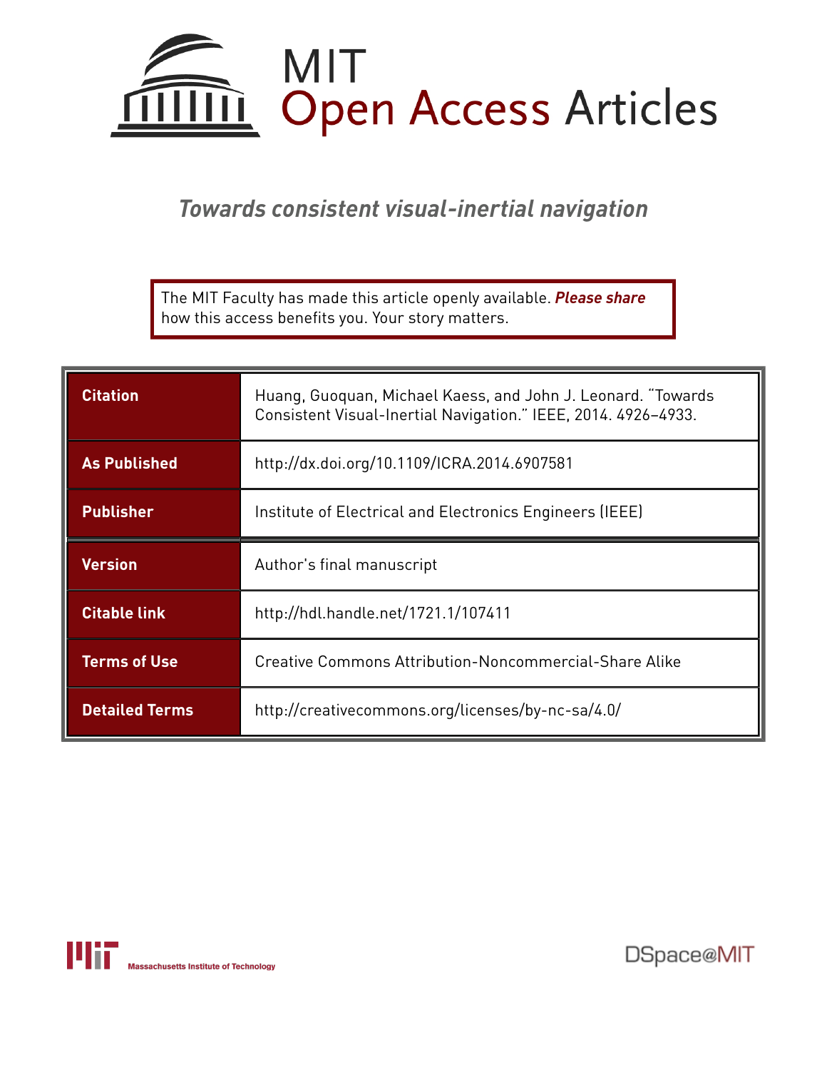# MIT Open Access Articles

## *Towards consistent visual-inertial navigation*

The MIT Faculty has made this article openly available. ***Please share*** how this access benefits you. Your story matters.

| | |
|---|---|
| **Citation** | Huang, Guoquan, Michael Kaess, and John J. Leonard. "Towards Consistent Visual-Inertial Navigation." IEEE, 2014. 4926–4933. |
| **As Published** | http://dx.doi.org/10.1109/ICRA.2014.6907581 |
| **Publisher** | Institute of Electrical and Electronics Engineers (IEEE) |
| **Version** | Author's final manuscript |
| **Citable link** | http://hdl.handle.net/1721.1/107411 |
| **Terms of Use** | Creative Commons Attribution-Noncommercial-Share Alike |
| **Detailed Terms** | http://creativecommons.org/licenses/by-nc-sa/4.0/ |

Massachusetts Institute of Technology

DSpace@MIT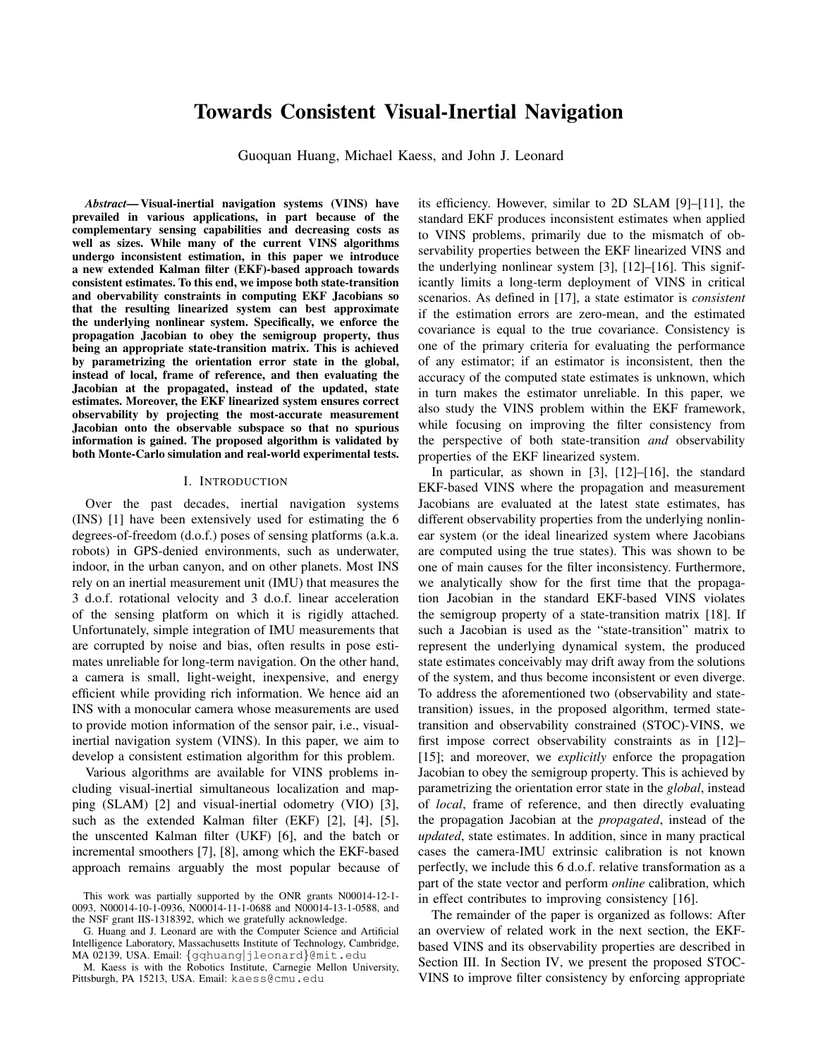# Towards Consistent Visual-Inertial Navigation

Guoquan Huang, Michael Kaess, and John J. Leonard

***Abstract*— Visual-inertial navigation systems (VINS) have prevailed in various applications, in part because of the complementary sensing capabilities and decreasing costs as well as sizes. While many of the current VINS algorithms undergo inconsistent estimation, in this paper we introduce a new extended Kalman filter (EKF)-based approach towards consistent estimates. To this end, we impose both state-transition and obervability constraints in computing EKF Jacobians so that the resulting linearized system can best approximate the underlying nonlinear system. Specifically, we enforce the propagation Jacobian to obey the semigroup property, thus being an appropriate state-transition matrix. This is achieved by parametrizing the orientation error state in the global, instead of local, frame of reference, and then evaluating the Jacobian at the propagated, instead of the updated, state estimates. Moreover, the EKF linearized system ensures correct observability by projecting the most-accurate measurement Jacobian onto the observable subspace so that no spurious information is gained. The proposed algorithm is validated by both Monte-Carlo simulation and real-world experimental tests.**

## I. INTRODUCTION

Over the past decades, inertial navigation systems (INS) [1] have been extensively used for estimating the 6 degrees-of-freedom (d.o.f.) poses of sensing platforms (a.k.a. robots) in GPS-denied environments, such as underwater, indoor, in the urban canyon, and on other planets. Most INS rely on an inertial measurement unit (IMU) that measures the 3 d.o.f. rotational velocity and 3 d.o.f. linear acceleration of the sensing platform on which it is rigidly attached. Unfortunately, simple integration of IMU measurements that are corrupted by noise and bias, often results in pose estimates unreliable for long-term navigation. On the other hand, a camera is small, light-weight, inexpensive, and energy efficient while providing rich information. We hence aid an INS with a monocular camera whose measurements are used to provide motion information of the sensor pair, i.e., visual-inertial navigation system (VINS). In this paper, we aim to develop a consistent estimation algorithm for this problem.

Various algorithms are available for VINS problems including visual-inertial simultaneous localization and mapping (SLAM) [2] and visual-inertial odometry (VIO) [3], such as the extended Kalman filter (EKF) [2], [4], [5], the unscented Kalman filter (UKF) [6], and the batch or incremental smoothers [7], [8], among which the EKF-based approach remains arguably the most popular because of its efficiency. However, similar to 2D SLAM [9]–[11], the standard EKF produces inconsistent estimates when applied to VINS problems, primarily due to the mismatch of observability properties between the EKF linearized VINS and the underlying nonlinear system [3], [12]–[16]. This significantly limits a long-term deployment of VINS in critical scenarios. As defined in [17], a state estimator is *consistent* if the estimation errors are zero-mean, and the estimated covariance is equal to the true covariance. Consistency is one of the primary criteria for evaluating the performance of any estimator; if an estimator is inconsistent, then the accuracy of the computed state estimates is unknown, which in turn makes the estimator unreliable. In this paper, we also study the VINS problem within the EKF framework, while focusing on improving the filter consistency from the perspective of both state-transition *and* observability properties of the EKF linearized system.

In particular, as shown in [3], [12]–[16], the standard EKF-based VINS where the propagation and measurement Jacobians are evaluated at the latest state estimates, has different observability properties from the underlying nonlinear system (or the ideal linearized system where Jacobians are computed using the true states). This was shown to be one of main causes for the filter inconsistency. Furthermore, we analytically show for the first time that the propagation Jacobian in the standard EKF-based VINS violates the semigroup property of a state-transition matrix [18]. If such a Jacobian is used as the "state-transition" matrix to represent the underlying dynamical system, the produced state estimates conceivably may drift away from the solutions of the system, and thus become inconsistent or even diverge. To address the aforementioned two (observability and state-transition) issues, in the proposed algorithm, termed state-transition and observability constrained (STOC)-VINS, we first impose correct observability constraints as in [12]–[15]; and moreover, we *explicitly* enforce the propagation Jacobian to obey the semigroup property. This is achieved by parametrizing the orientation error state in the *global*, instead of *local*, frame of reference, and then directly evaluating the propagation Jacobian at the *propagated*, instead of the *updated*, state estimates. In addition, since in many practical cases the camera-IMU extrinsic calibration is not known perfectly, we include this 6 d.o.f. relative transformation as a part of the state vector and perform *online* calibration, which in effect contributes to improving consistency [16].

The remainder of the paper is organized as follows: After an overview of related work in the next section, the EKF-based VINS and its observability properties are described in Section III. In Section IV, we present the proposed STOC-VINS to improve filter consistency by enforcing appropriate

This work was partially supported by the ONR grants N00014-12-1-0093, N00014-10-1-0936, N00014-11-1-0688 and N00014-13-1-0588, and the NSF grant IIS-1318392, which we gratefully acknowledge.

G. Huang and J. Leonard are with the Computer Science and Artificial Intelligence Laboratory, Massachusetts Institute of Technology, Cambridge, MA 02139, USA. Email: {gqhuang|jleonard}@mit.edu

M. Kaess is with the Robotics Institute, Carnegie Mellon University, Pittsburgh, PA 15213, USA. Email: kaess@cmu.edu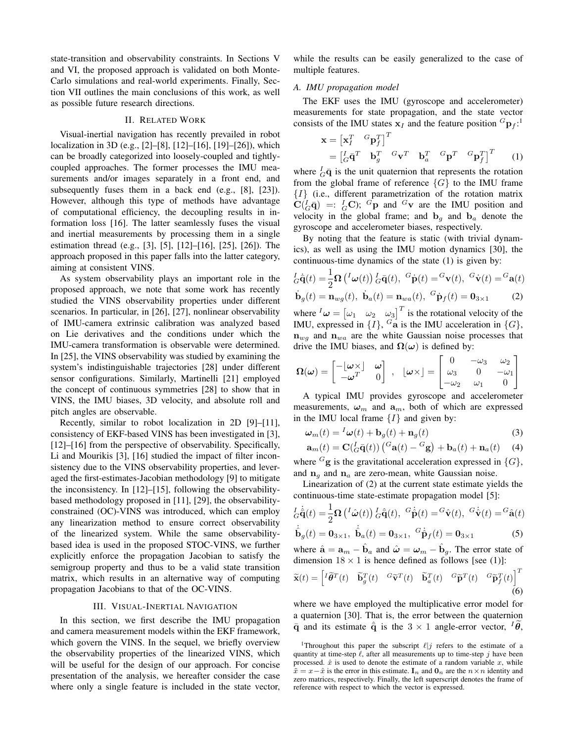state-transition and observability constraints. In Sections V and VI, the proposed approach is validated on both Monte-Carlo simulations and real-world experiments. Finally, Section VII outlines the main conclusions of this work, as well as possible future research directions.

## II. Related Work

Visual-inertial navigation has recently prevailed in robot localization in 3D (e.g., [2]–[8], [12]–[16], [19]–[26]), which can be broadly categorized into loosely-coupled and tightly-coupled approaches. The former processes the IMU measurements and/or images separately in a front end, and subsequently fuses them in a back end (e.g., [8], [23]). However, although this type of methods have advantage of computational efficiency, the decoupling results in information loss [16]. The latter seamlessly fuses the visual and inertial measurements by processing them in a single estimation thread (e.g., [3], [5], [12]–[16], [25], [26]). The approach proposed in this paper falls into the latter category, aiming at consistent VINS.

As system observability plays an important role in the proposed approach, we note that some work has recently studied the VINS observability properties under different scenarios. In particular, in [26], [27], nonlinear observability of IMU-camera extrinsic calibration was analyzed based on Lie derivatives and the conditions under which the IMU-camera transformation is observable were determined. In [25], the VINS observability was studied by examining the system's indistinguishable trajectories [28] under different sensor configurations. Similarly, Martinelli [21] employed the concept of continuous symmetries [28] to show that in VINS, the IMU biases, 3D velocity, and absolute roll and pitch angles are observable.

Recently, similar to robot localization in 2D [9]–[11], consistency of EKF-based VINS has been investigated in [3], [12]–[16] from the perspective of observability. Specifically, Li and Mourikis [3], [16] studied the impact of filter inconsistency due to the VINS observability properties, and leveraged the first-estimates-Jacobian methodology [9] to mitigate the inconsistency. In [12]–[15], following the observability-based methodology proposed in [11], [29], the observability-constrained (OC)-VINS was introduced, which can employ any linearization method to ensure correct observability of the linearized system. While the same observability-based idea is used in the proposed STOC-VINS, we further explicitly enforce the propagation Jacobian to satisfy the semigroup property and thus to be a valid state transition matrix, which results in an alternative way of computing propagation Jacobians to that of the OC-VINS.

## III. Visual-Inertial Navigation

In this section, we first describe the IMU propagation and camera measurement models within the EKF framework, which govern the VINS. In the sequel, we briefly overview the observability properties of the linearized VINS, which will be useful for the design of our approach. For concise presentation of the analysis, we hereafter consider the case where only a single feature is included in the state vector, while the results can be easily generalized to the case of multiple features.

### A. IMU propagation model

The EKF uses the IMU (gyroscope and accelerometer) measurements for state propagation, and the state vector consists of the IMU states $\mathbf{x}_I$ and the feature position ${}^G\mathbf{p}_f$:[1]

$$
\begin{aligned}
\mathbf{x} &= \begin{bmatrix} \mathbf{x}_I^T & {}^G\mathbf{p}_f^T \end{bmatrix}^T \\
&= \begin{bmatrix} {}^I_G\bar{\mathbf{q}}^T & \mathbf{b}_g^T & {}^G\mathbf{v}^T & \mathbf{b}_a^T & {}^G\mathbf{p}^T & {}^G\mathbf{p}_f^T \end{bmatrix}^T \qquad (1)
\end{aligned}
$$

where ${}^I_G\bar{\mathbf{q}}$ is the unit quaternion that represents the rotation from the global frame of reference $\{G\}$ to the IMU frame $\{I\}$ (i.e., different parametrization of the rotation matrix $\mathbf{C}({}^I_G\bar{\mathbf{q}}) =: {}^I_G\mathbf{C}$); ${}^G\mathbf{p}$ and ${}^G\mathbf{v}$ are the IMU position and velocity in the global frame; and $\mathbf{b}_g$ and $\mathbf{b}_a$ denote the gyroscope and accelerometer biases, respectively.

By noting that the feature is static (with trivial dynamics), as well as using the IMU motion dynamics [30], the continuous-time dynamics of the state (1) is given by:

$$
\begin{aligned}
&{}^I_G\dot{\bar{\mathbf{q}}}(t) = \frac{1}{2}\boldsymbol{\Omega}\left({}^I\boldsymbol{\omega}(t)\right){}^I_G\bar{\mathbf{q}}(t),\ {}^G\dot{\mathbf{p}}(t) = {}^G\mathbf{v}(t),\ {}^G\dot{\mathbf{v}}(t) = {}^G\mathbf{a}(t) \\
&\dot{\mathbf{b}}_g(t) = \mathbf{n}_{wg}(t),\ \dot{\mathbf{b}}_a(t) = \mathbf{n}_{wa}(t),\ {}^G\dot{\mathbf{p}}_f(t) = \mathbf{0}_{3\times 1} \qquad (2)
\end{aligned}
$$

where ${}^I\boldsymbol{\omega} = \begin{bmatrix} \omega_1 & \omega_2 & \omega_3 \end{bmatrix}^T$ is the rotational velocity of the IMU, expressed in $\{I\}$, ${}^G\mathbf{a}$ is the IMU acceleration in $\{G\}$, $\mathbf{n}_{wg}$ and $\mathbf{n}_{wa}$ are the white Gaussian noise processes that drive the IMU biases, and $\boldsymbol{\Omega}(\boldsymbol{\omega})$ is defined by:

$$
\boldsymbol{\Omega}(\boldsymbol{\omega}) = \begin{bmatrix} -\lfloor\boldsymbol{\omega}\times\rfloor & \boldsymbol{\omega} \\ -\boldsymbol{\omega}^T & 0 \end{bmatrix},\quad \lfloor\boldsymbol{\omega}\times\rfloor = \begin{bmatrix} 0 & -\omega_3 & \omega_2 \\ \omega_3 & 0 & -\omega_1 \\ -\omega_2 & \omega_1 & 0 \end{bmatrix}
$$

A typical IMU provides gyroscope and accelerometer measurements, $\boldsymbol{\omega}_m$ and $\mathbf{a}_m$, both of which are expressed in the IMU local frame $\{I\}$ and given by:

$$
\boldsymbol{\omega}_m(t) = {}^I\boldsymbol{\omega}(t) + \mathbf{b}_g(t) + \mathbf{n}_g(t) \qquad (3)
$$

$$
\mathbf{a}_m(t) = \mathbf{C}({}^I_G\bar{\mathbf{q}}(t))\left({}^G\mathbf{a}(t) - {}^G\mathbf{g}\right) + \mathbf{b}_a(t) + \mathbf{n}_a(t) \qquad (4)
$$

where ${}^G\mathbf{g}$ is the gravitational acceleration expressed in $\{G\}$, and $\mathbf{n}_g$ and $\mathbf{n}_a$ are zero-mean, white Gaussian noise.

Linearization of (2) at the current state estimate yields the continuous-time state-estimate propagation model [5]:

$$
\begin{aligned}
&{}^I_G\dot{\hat{\bar{\mathbf{q}}}}(t) = \frac{1}{2}\boldsymbol{\Omega}\left({}^I\hat{\boldsymbol{\omega}}(t)\right){}^I_G\hat{\bar{\mathbf{q}}}(t),\ {}^G\dot{\hat{\mathbf{p}}}(t) = {}^G\hat{\mathbf{v}}(t),\ {}^G\dot{\hat{\mathbf{v}}}(t) = {}^G\hat{\mathbf{a}}(t) \\
&\dot{\hat{\mathbf{b}}}_g(t) = \mathbf{0}_{3\times 1},\ \dot{\hat{\mathbf{b}}}_a(t) = \mathbf{0}_{3\times 1},\ {}^G\dot{\hat{\mathbf{p}}}_f(t) = \mathbf{0}_{3\times 1} \qquad (5)
\end{aligned}
$$

where $\hat{\mathbf{a}} = \mathbf{a}_m - \hat{\mathbf{b}}_a$ and $\hat{\boldsymbol{\omega}} = \boldsymbol{\omega}_m - \hat{\mathbf{b}}_g$. The error state of dimension $18 \times 1$ is hence defined as follows [see (1)]:

$$
\widetilde{\mathbf{x}}(t) = \begin{bmatrix} {}^I\widetilde{\boldsymbol{\theta}}^T(t) & \widetilde{\mathbf{b}}_g^T(t) & {}^G\widetilde{\mathbf{v}}^T(t) & \widetilde{\mathbf{b}}_a^T(t) & {}^G\widetilde{\mathbf{p}}^T(t) & {}^G\widetilde{\mathbf{p}}_f^T(t) \end{bmatrix}^T \qquad (6)
$$

where we have employed the multiplicative error model for a quaternion [30]. That is, the error between the quaternion $\bar{\mathbf{q}}$ and its estimate $\hat{\bar{\mathbf{q}}}$ is the $3 \times 1$ angle-error vector, ${}^I\widetilde{\boldsymbol{\theta}}$,

[1] Throughout this paper the subscript $\ell|j$ refers to the estimate of a quantity at time-step $\ell$, after all measurements up to time-step $j$ have been processed. $\hat{x}$ is used to denote the estimate of a random variable $x$, while $\tilde{x} = x - \hat{x}$ is the error in this estimate. $\mathbf{I}_n$ and $\mathbf{0}_n$ are the $n \times n$ identity and zero matrices, respectively. Finally, the left superscript denotes the frame of reference with respect to which the vector is expressed.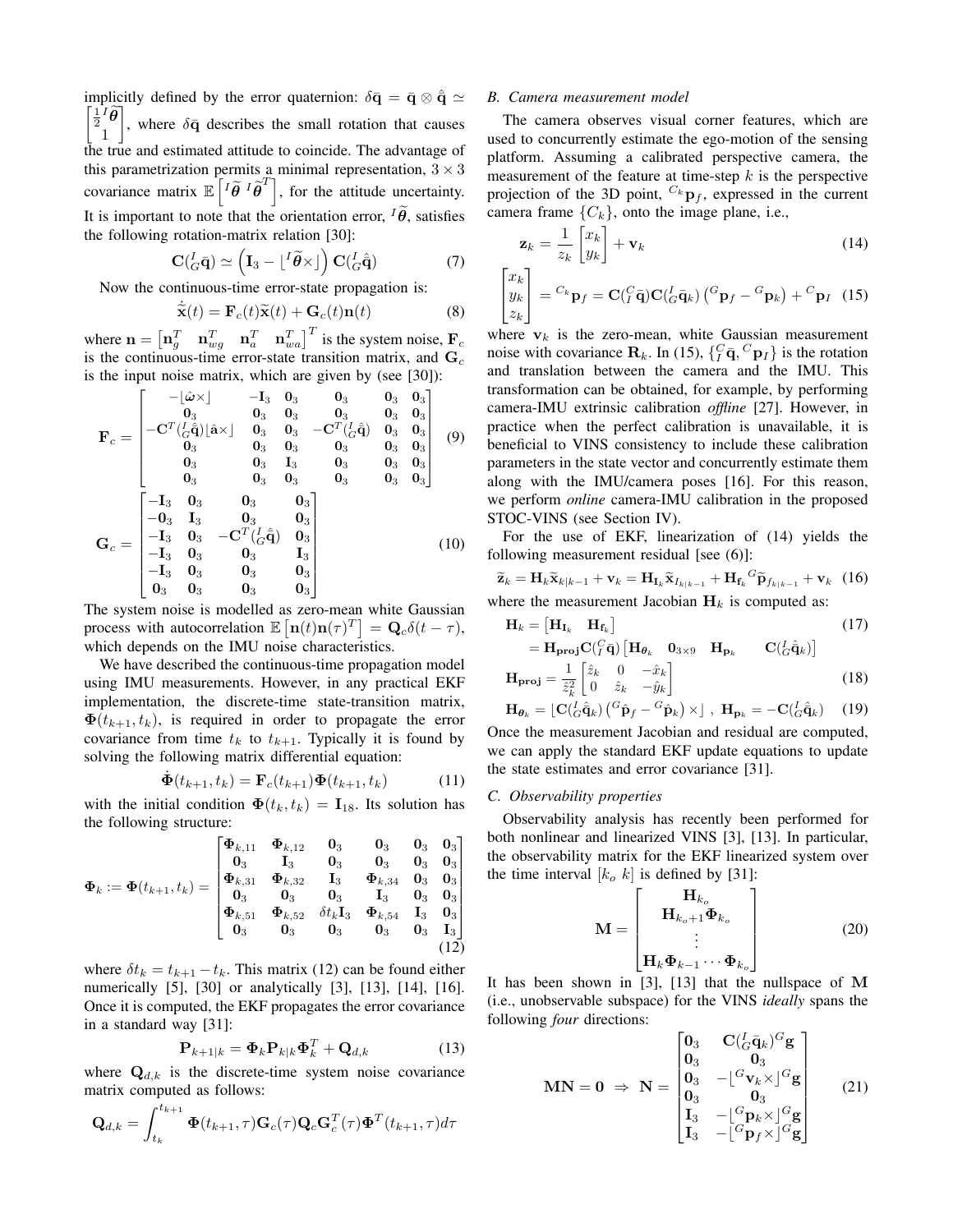implicitly defined by the error quaternion: $\delta\bar{\mathbf{q}} = \bar{\mathbf{q}} \otimes \hat{\bar{\mathbf{q}}} \simeq \begin{bmatrix} \frac{1}{2} {}^I\widetilde{\boldsymbol{\theta}} \\ 1 \end{bmatrix}$, where $\delta\bar{\mathbf{q}}$ describes the small rotation that causes the true and estimated attitude to coincide. The advantage of this parametrization permits a minimal representation, $3 \times 3$ covariance matrix $\mathbb{E}\left[{}^I\widetilde{\boldsymbol{\theta}}\ {}^I\widetilde{\boldsymbol{\theta}}^T\right]$, for the attitude uncertainty. It is important to note that the orientation error, ${}^I\widetilde{\boldsymbol{\theta}}$, satisfies the following rotation-matrix relation [30]:

$$\mathbf{C}({}^I_G\bar{\mathbf{q}}) \simeq \left(\mathbf{I}_3 - \lfloor {}^I\widetilde{\boldsymbol{\theta}} \times \rfloor\right) \mathbf{C}({}^I_G\hat{\bar{\mathbf{q}}}) \tag{7}$$

Now the continuous-time error-state propagation is:

$$\dot{\widetilde{\mathbf{x}}}(t) = \mathbf{F}_c(t)\widetilde{\mathbf{x}}(t) + \mathbf{G}_c(t)\mathbf{n}(t) \tag{8}$$

where $\mathbf{n} = \begin{bmatrix} \mathbf{n}_g^T & \mathbf{n}_{wg}^T & \mathbf{n}_a^T & \mathbf{n}_{wa}^T \end{bmatrix}^T$ is the system noise, $\mathbf{F}_c$ is the continuous-time error-state transition matrix, and $\mathbf{G}_c$ is the input noise matrix, which are given by (see [30]):

$$\mathbf{F}_c = \begin{bmatrix} -\lfloor\hat{\boldsymbol{\omega}}\times\rfloor & -\mathbf{I}_3 & \mathbf{0}_3 & \mathbf{0}_3 & \mathbf{0}_3 & \mathbf{0}_3 \\ \mathbf{0}_3 & \mathbf{0}_3 & \mathbf{0}_3 & \mathbf{0}_3 & \mathbf{0}_3 & \mathbf{0}_3 \\ -\mathbf{C}^T({}^I_G\hat{\bar{\mathbf{q}}})\lfloor\hat{\mathbf{a}}\times\rfloor & \mathbf{0}_3 & \mathbf{0}_3 & -\mathbf{C}^T({}^I_G\hat{\bar{\mathbf{q}}}) & \mathbf{0}_3 & \mathbf{0}_3 \\ \mathbf{0}_3 & \mathbf{0}_3 & \mathbf{0}_3 & \mathbf{0}_3 & \mathbf{0}_3 & \mathbf{0}_3 \\ \mathbf{0}_3 & \mathbf{0}_3 & \mathbf{I}_3 & \mathbf{0}_3 & \mathbf{0}_3 & \mathbf{0}_3 \\ \mathbf{0}_3 & \mathbf{0}_3 & \mathbf{0}_3 & \mathbf{0}_3 & \mathbf{0}_3 & \mathbf{0}_3 \end{bmatrix} \tag{9}$$

$$\mathbf{G}_c = \begin{bmatrix} -\mathbf{I}_3 & \mathbf{0}_3 & \mathbf{0}_3 & \mathbf{0}_3 \\ -\mathbf{0}_3 & \mathbf{I}_3 & \mathbf{0}_3 & \mathbf{0}_3 \\ -\mathbf{I}_3 & \mathbf{0}_3 & -\mathbf{C}^T({}^I_G\hat{\bar{\mathbf{q}}}) & \mathbf{0}_3 \\ -\mathbf{I}_3 & \mathbf{0}_3 & \mathbf{0}_3 & \mathbf{I}_3 \\ -\mathbf{I}_3 & \mathbf{0}_3 & \mathbf{0}_3 & \mathbf{0}_3 \\ \mathbf{0}_3 & \mathbf{0}_3 & \mathbf{0}_3 & \mathbf{0}_3 \end{bmatrix} \tag{10}$$

The system noise is modelled as zero-mean white Gaussian process with autocorrelation $\mathbb{E}\left[\mathbf{n}(t)\mathbf{n}(\tau)^T\right] = \mathbf{Q}_c\delta(t-\tau)$, which depends on the IMU noise characteristics.

We have described the continuous-time propagation model using IMU measurements. However, in any practical EKF implementation, the discrete-time state-transition matrix, $\boldsymbol{\Phi}(t_{k+1}, t_k)$, is required in order to propagate the error covariance from time $t_k$ to $t_{k+1}$. Typically it is found by solving the following matrix differential equation:

$$\dot{\boldsymbol{\Phi}}(t_{k+1}, t_k) = \mathbf{F}_c(t_{k+1})\boldsymbol{\Phi}(t_{k+1}, t_k) \tag{11}$$

with the initial condition $\boldsymbol{\Phi}(t_k, t_k) = \mathbf{I}_{18}$. Its solution has the following structure:

$$\boldsymbol{\Phi}_k := \boldsymbol{\Phi}(t_{k+1}, t_k) = \begin{bmatrix} \boldsymbol{\Phi}_{k,11} & \boldsymbol{\Phi}_{k,12} & \mathbf{0}_3 & \mathbf{0}_3 & \mathbf{0}_3 & \mathbf{0}_3 \\ \mathbf{0}_3 & \mathbf{I}_3 & \mathbf{0}_3 & \mathbf{0}_3 & \mathbf{0}_3 & \mathbf{0}_3 \\ \boldsymbol{\Phi}_{k,31} & \boldsymbol{\Phi}_{k,32} & \mathbf{I}_3 & \boldsymbol{\Phi}_{k,34} & \mathbf{0}_3 & \mathbf{0}_3 \\ \mathbf{0}_3 & \mathbf{0}_3 & \mathbf{0}_3 & \mathbf{I}_3 & \mathbf{0}_3 & \mathbf{0}_3 \\ \boldsymbol{\Phi}_{k,51} & \boldsymbol{\Phi}_{k,52} & \delta t_k\mathbf{I}_3 & \boldsymbol{\Phi}_{k,54} & \mathbf{I}_3 & \mathbf{0}_3 \\ \mathbf{0}_3 & \mathbf{0}_3 & \mathbf{0}_3 & \mathbf{0}_3 & \mathbf{0}_3 & \mathbf{I}_3 \end{bmatrix} \tag{12}$$

where $\delta t_k = t_{k+1} - t_k$. This matrix (12) can be found either numerically [5], [30] or analytically [3], [13], [14], [16]. Once it is computed, the EKF propagates the error covariance in a standard way [31]:

$$\mathbf{P}_{k+1|k} = \boldsymbol{\Phi}_k\mathbf{P}_{k|k}\boldsymbol{\Phi}_k^T + \mathbf{Q}_{d,k} \tag{13}$$

where $\mathbf{Q}_{d,k}$ is the discrete-time system noise covariance matrix computed as follows:

$$\mathbf{Q}_{d,k} = \int_{t_k}^{t_{k+1}} \boldsymbol{\Phi}(t_{k+1}, \tau)\mathbf{G}_c(\tau)\mathbf{Q}_c\mathbf{G}_c^T(\tau)\boldsymbol{\Phi}^T(t_{k+1}, \tau)d\tau$$

### B. Camera measurement model

The camera observes visual corner features, which are used to concurrently estimate the ego-motion of the sensing platform. Assuming a calibrated perspective camera, the measurement of the feature at time-step $k$ is the perspective projection of the 3D point, ${}^{C_k}\mathbf{p}_f$, expressed in the current camera frame $\{C_k\}$, onto the image plane, i.e.,

$$\mathbf{z}_k = \frac{1}{z_k}\begin{bmatrix} x_k \\ y_k \end{bmatrix} + \mathbf{v}_k \tag{14}$$

$$\begin{bmatrix} x_k \\ y_k \\ z_k \end{bmatrix} = {}^{C_k}\mathbf{p}_f = \mathbf{C}({}^C_I\bar{\mathbf{q}})\mathbf{C}({}^I_G\bar{\mathbf{q}}_k)\left({}^G\mathbf{p}_f - {}^G\mathbf{p}_k\right) + {}^C\mathbf{p}_I \tag{15}$$

where $\mathbf{v}_k$ is the zero-mean, white Gaussian measurement noise with covariance $\mathbf{R}_k$. In (15), $\{{}^C_I\bar{\mathbf{q}}, {}^C\mathbf{p}_I\}$ is the rotation and translation between the camera and the IMU. This transformation can be obtained, for example, by performing camera-IMU extrinsic calibration *offline* [27]. However, in practice when the perfect calibration is unavailable, it is beneficial to VINS consistency to include these calibration parameters in the state vector and concurrently estimate them along with the IMU/camera poses [16]. For this reason, we perform *online* camera-IMU calibration in the proposed STOC-VINS (see Section IV).

For the use of EKF, linearization of (14) yields the following measurement residual [see (6)]:

$$\widetilde{\mathbf{z}}_k = \mathbf{H}_k\widetilde{\mathbf{x}}_{k|k-1} + \mathbf{v}_k = \mathbf{H}_{\mathbf{I}_k}\widetilde{\mathbf{x}}_{I_{k|k-1}} + \mathbf{H}_{\mathbf{f}_k}{}^G\widetilde{\mathbf{p}}_{f_{k|k-1}} + \mathbf{v}_k \tag{16}$$

where the measurement Jacobian $\mathbf{H}_k$ is computed as:

$$\begin{aligned} \mathbf{H}_k &= \begin{bmatrix} \mathbf{H}_{\mathbf{I}_k} & \mathbf{H}_{\mathbf{f}_k} \end{bmatrix} \\ &= \mathbf{H}_{\mathbf{proj}}\mathbf{C}({}^C_I\bar{\mathbf{q}})\begin{bmatrix} \mathbf{H}_{\boldsymbol{\theta}_k} & \mathbf{0}_{3\times 9} & \mathbf{H}_{\mathbf{p}_k} & \mathbf{C}({}^I_G\hat{\bar{\mathbf{q}}}_k) \end{bmatrix} \end{aligned} \tag{17}$$

$$\mathbf{H}_{\mathbf{proj}} = \frac{1}{\hat{z}_k^2}\begin{bmatrix} \hat{z}_k & 0 & -\hat{x}_k \\ 0 & \hat{z}_k & -\hat{y}_k \end{bmatrix} \tag{18}$$

$$\mathbf{H}_{\boldsymbol{\theta}_k} = \lfloor \mathbf{C}({}^I_G\hat{\bar{\mathbf{q}}}_k)\left({}^G\hat{\mathbf{p}}_f - {}^G\hat{\mathbf{p}}_k\right)\times\rfloor\ ,\ \mathbf{H}_{\mathbf{p}_k} = -\mathbf{C}({}^I_G\hat{\bar{\mathbf{q}}}_k) \tag{19}$$

Once the measurement Jacobian and residual are computed, we can apply the standard EKF update equations to update the state estimates and error covariance [31].

### C. Observability properties

Observability analysis has recently been performed for both nonlinear and linearized VINS [3], [13]. In particular, the observability matrix for the EKF linearized system over the time interval $[k_o\ k]$ is defined by [31]:

$$\mathbf{M} = \begin{bmatrix} \mathbf{H}_{k_o} \\ \mathbf{H}_{k_o+1}\boldsymbol{\Phi}_{k_o} \\ \vdots \\ \mathbf{H}_k\boldsymbol{\Phi}_{k-1}\cdots\boldsymbol{\Phi}_{k_o} \end{bmatrix} \tag{20}$$

It has been shown in [3], [13] that the nullspace of $\mathbf{M}$ (i.e., unobservable subspace) for the VINS *ideally* spans the following *four* directions:

$$\mathbf{MN} = \mathbf{0}\ \Rightarrow\ \mathbf{N} = \begin{bmatrix} \mathbf{0}_3 & \mathbf{C}({}^I_G\bar{\mathbf{q}}_k){}^G\mathbf{g} \\ \mathbf{0}_3 & \mathbf{0}_3 \\ \mathbf{0}_3 & -\lfloor{}^G\mathbf{v}_k\times\rfloor{}^G\mathbf{g} \\ \mathbf{0}_3 & \mathbf{0}_3 \\ \mathbf{I}_3 & -\lfloor{}^G\mathbf{p}_k\times\rfloor{}^G\mathbf{g} \\ \mathbf{I}_3 & -\lfloor{}^G\mathbf{p}_f\times\rfloor{}^G\mathbf{g} \end{bmatrix} \tag{21}$$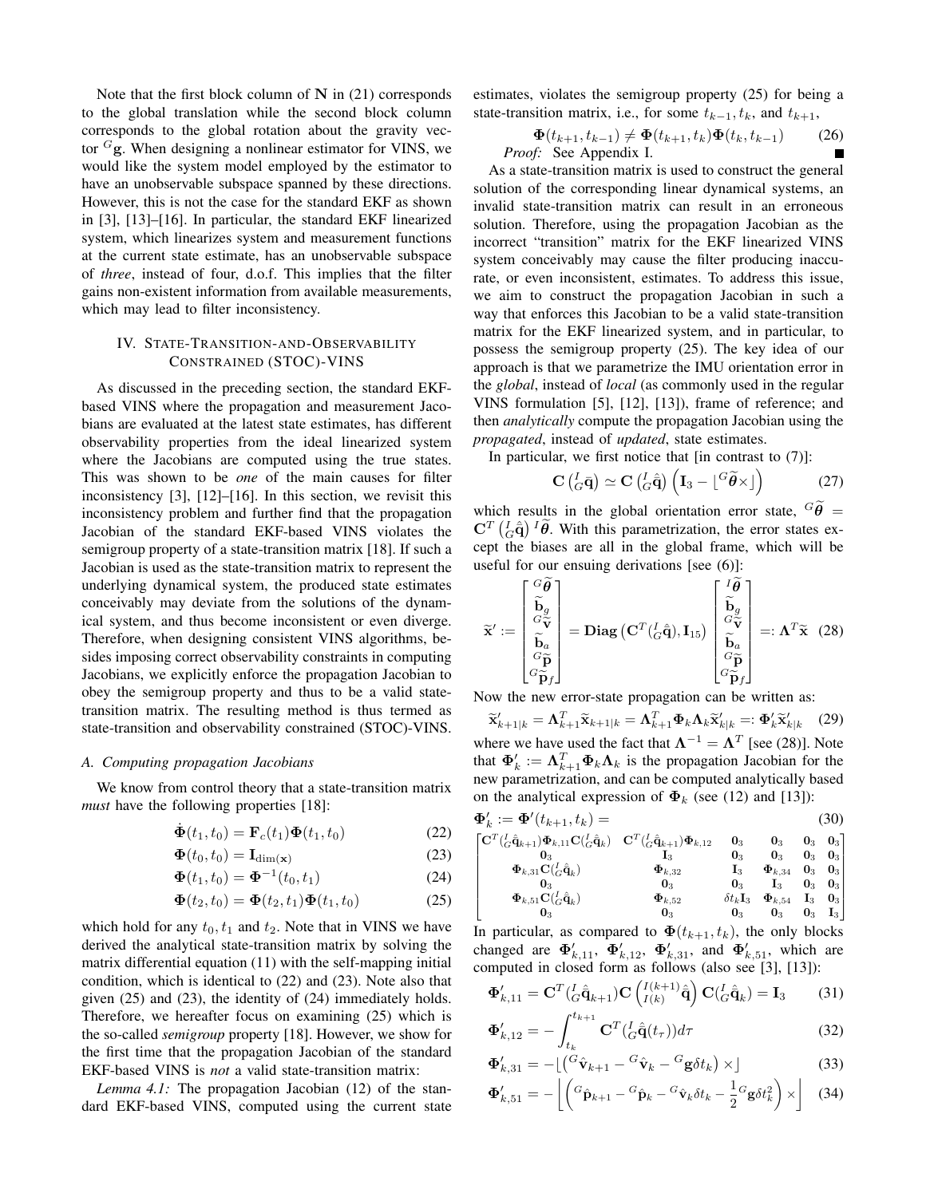Note that the first block column of $\mathbf{N}$ in (21) corresponds to the global translation while the second block column corresponds to the global rotation about the gravity vector ${}^G\mathbf{g}$. When designing a nonlinear estimator for VINS, we would like the system model employed by the estimator to have an unobservable subspace spanned by these directions. However, this is not the case for the standard EKF as shown in [3], [13]–[16]. In particular, the standard EKF linearized system, which linearizes system and measurement functions at the current state estimate, has an unobservable subspace of *three*, instead of four, d.o.f. This implies that the filter gains non-existent information from available measurements, which may lead to filter inconsistency.

## IV. State-Transition-and-Observability Constrained (STOC)-VINS

As discussed in the preceding section, the standard EKF-based VINS where the propagation and measurement Jacobians are evaluated at the latest state estimates, has different observability properties from the ideal linearized system where the Jacobians are computed using the true states. This was shown to be *one* of the main causes for filter inconsistency [3], [12]–[16]. In this section, we revisit this inconsistency problem and further find that the propagation Jacobian of the standard EKF-based VINS violates the semigroup property of a state-transition matrix [18]. If such a Jacobian is used as the state-transition matrix to represent the underlying dynamical system, the produced state estimates conceivably may deviate from the solutions of the dynamical system, and thus become inconsistent or even diverge. Therefore, when designing consistent VINS algorithms, besides imposing correct observability constraints in computing Jacobians, we explicitly enforce the propagation Jacobian to obey the semigroup property and thus to be a valid state-transition matrix. The resulting method is thus termed as state-transition and observability constrained (STOC)-VINS.

### A. Computing propagation Jacobians

We know from control theory that a state-transition matrix *must* have the following properties [18]:

$$\dot{\mathbf{\Phi}}(t_1, t_0) = \mathbf{F}_c(t_1)\mathbf{\Phi}(t_1, t_0) \tag{22}$$

$$\mathbf{\Phi}(t_0, t_0) = \mathbf{I}_{\dim(\mathbf{x})} \tag{23}$$

$$\mathbf{\Phi}(t_1, t_0) = \mathbf{\Phi}^{-1}(t_0, t_1) \tag{24}$$

$$\mathbf{\Phi}(t_2, t_0) = \mathbf{\Phi}(t_2, t_1)\mathbf{\Phi}(t_1, t_0) \tag{25}$$

which hold for any $t_0, t_1$ and $t_2$. Note that in VINS we have derived the analytical state-transition matrix by solving the matrix differential equation (11) with the self-mapping initial condition, which is identical to (22) and (23). Note also that given (25) and (23), the identity of (24) immediately holds. Therefore, we hereafter focus on examining (25) which is the so-called *semigroup* property [18]. However, we show for the first time that the propagation Jacobian of the standard EKF-based VINS is *not* a valid state-transition matrix:

*Lemma 4.1:* The propagation Jacobian (12) of the standard EKF-based VINS, computed using the current state estimates, violates the semigroup property (25) for being a state-transition matrix, i.e., for some $t_{k-1}, t_k$, and $t_{k+1}$,

$$\mathbf{\Phi}(t_{k+1}, t_{k-1}) \neq \mathbf{\Phi}(t_{k+1}, t_k)\mathbf{\Phi}(t_k, t_{k-1}) \tag{26}$$

*Proof:* See Appendix I. ∎

As a state-transition matrix is used to construct the general solution of the corresponding linear dynamical systems, an invalid state-transition matrix can result in an erroneous solution. Therefore, using the propagation Jacobian as the incorrect "transition" matrix for the EKF linearized VINS system conceivably may cause the filter producing inaccurate, or even inconsistent, estimates. To address this issue, we aim to construct the propagation Jacobian in such a way that enforces this Jacobian to be a valid state-transition matrix for the EKF linearized system, and in particular, to possess the semigroup property (25). The key idea of our approach is that we parametrize the IMU orientation error in the *global*, instead of *local* (as commonly used in the regular VINS formulation [5], [12], [13]), frame of reference; and then *analytically* compute the propagation Jacobian using the *propagated*, instead of *updated*, state estimates.

In particular, we first notice that [in contrast to (7)]:

$$\mathbf{C}\left({}^I_G\bar{\mathbf{q}}\right) \simeq \mathbf{C}\left({}^I_G\hat{\bar{\mathbf{q}}}\right)\left(\mathbf{I}_3 - \lfloor {}^G\widetilde{\boldsymbol{\theta}} \times \rfloor\right) \tag{27}$$

which results in the global orientation error state, ${}^G\widetilde{\boldsymbol{\theta}} = \mathbf{C}^T\left({}^I_G\hat{\bar{\mathbf{q}}}\right){}^I\widetilde{\boldsymbol{\theta}}$. With this parametrization, the error states except the biases are all in the global frame, which will be useful for our ensuing derivations [see (6)]:

$$\widetilde{\mathbf{x}}' := \begin{bmatrix} {}^G\widetilde{\boldsymbol{\theta}} \\ \widetilde{\mathbf{b}}_g \\ {}^G\widetilde{\mathbf{v}} \\ \widetilde{\mathbf{b}}_a \\ {}^G\widetilde{\mathbf{p}} \\ {}^G\widetilde{\mathbf{p}}_f \end{bmatrix} = \mathbf{Diag}\left(\mathbf{C}^T({}^I_G\hat{\bar{\mathbf{q}}}), \mathbf{I}_{15}\right) \begin{bmatrix} {}^I\widetilde{\boldsymbol{\theta}} \\ \widetilde{\mathbf{b}}_g \\ {}^G\widetilde{\mathbf{v}} \\ \widetilde{\mathbf{b}}_a \\ {}^G\widetilde{\mathbf{p}} \\ {}^G\widetilde{\mathbf{p}}_f \end{bmatrix} =: \mathbf{\Lambda}^T\widetilde{\mathbf{x}} \tag{28}$$

Now the new error-state propagation can be written as:

$$\widetilde{\mathbf{x}}'_{k+1|k} = \mathbf{\Lambda}^T_{k+1}\widetilde{\mathbf{x}}_{k+1|k} = \mathbf{\Lambda}^T_{k+1}\mathbf{\Phi}_k\mathbf{\Lambda}_k\widetilde{\mathbf{x}}'_{k|k} =: \mathbf{\Phi}'_k\widetilde{\mathbf{x}}'_{k|k} \tag{29}$$

where we have used the fact that $\mathbf{\Lambda}^{-1} = \mathbf{\Lambda}^T$ [see (28)]. Note that $\mathbf{\Phi}'_k := \mathbf{\Lambda}^T_{k+1}\mathbf{\Phi}_k\mathbf{\Lambda}_k$ is the propagation Jacobian for the new parametrization, and can be computed analytically based on the analytical expression of $\mathbf{\Phi}_k$ (see (12) and (13)):

$$\mathbf{\Phi}'_k := \mathbf{\Phi}'(t_{k+1}, t_k) = \tag{30}$$

$$\begin{bmatrix} \mathbf{C}^T({}^I_G\hat{\bar{\mathbf{q}}}_{k+1})\mathbf{\Phi}_{k,11}\mathbf{C}({}^I_G\hat{\bar{\mathbf{q}}}_k) & \mathbf{C}^T({}^I_G\hat{\bar{\mathbf{q}}}_{k+1})\mathbf{\Phi}_{k,12} & \mathbf{0}_3 & \mathbf{0}_3 & \mathbf{0}_3 & \mathbf{0}_3 \\ \mathbf{0}_3 & \mathbf{I}_3 & \mathbf{0}_3 & \mathbf{0}_3 & \mathbf{0}_3 & \mathbf{0}_3 \\ \mathbf{\Phi}_{k,31}\mathbf{C}({}^I_G\hat{\bar{\mathbf{q}}}_k) & \mathbf{\Phi}_{k,32} & \mathbf{I}_3 & \mathbf{\Phi}_{k,34} & \mathbf{0}_3 & \mathbf{0}_3 \\ \mathbf{0}_3 & \mathbf{0}_3 & \mathbf{0}_3 & \mathbf{I}_3 & \mathbf{0}_3 & \mathbf{0}_3 \\ \mathbf{\Phi}_{k,51}\mathbf{C}({}^I_G\hat{\bar{\mathbf{q}}}_k) & \mathbf{\Phi}_{k,52} & \delta t_k\mathbf{I}_3 & \mathbf{\Phi}_{k,54} & \mathbf{I}_3 & \mathbf{0}_3 \\ \mathbf{0}_3 & \mathbf{0}_3 & \mathbf{0}_3 & \mathbf{0}_3 & \mathbf{0}_3 & \mathbf{I}_3 \end{bmatrix}$$

In particular, as compared to $\mathbf{\Phi}(t_{k+1}, t_k)$, the only blocks changed are $\mathbf{\Phi}'_{k,11}$, $\mathbf{\Phi}'_{k,12}$, $\mathbf{\Phi}'_{k,31}$, and $\mathbf{\Phi}'_{k,51}$, which are computed in closed form as follows (also see [3], [13]):

$$\mathbf{\Phi}'_{k,11} = \mathbf{C}^T({}^I_G\hat{\bar{\mathbf{q}}}_{k+1})\mathbf{C}\left({}^{I(k+1)}_{I(k)}\hat{\bar{\mathbf{q}}}\right)\mathbf{C}({}^I_G\hat{\bar{\mathbf{q}}}_k) = \mathbf{I}_3 \tag{31}$$

$$\mathbf{\Phi}'_{k,12} = -\int_{t_k}^{t_{k+1}}\mathbf{C}^T({}^I_G\hat{\bar{\mathbf{q}}}(t_\tau))d\tau \tag{32}$$

$$\mathbf{\Phi}'_{k,31} = -\lfloor\left({}^G\hat{\mathbf{v}}_{k+1} - {}^G\hat{\mathbf{v}}_k - {}^G\mathbf{g}\delta t_k\right)\times\rfloor \tag{33}$$

$$\mathbf{\Phi}'_{k,51} = -\left\lfloor\left({}^G\hat{\mathbf{p}}_{k+1} - {}^G\hat{\mathbf{p}}_k - {}^G\hat{\mathbf{v}}_k\delta t_k - \frac{1}{2}{}^G\mathbf{g}\delta t_k^2\right)\times\right\rfloor \tag{34}$$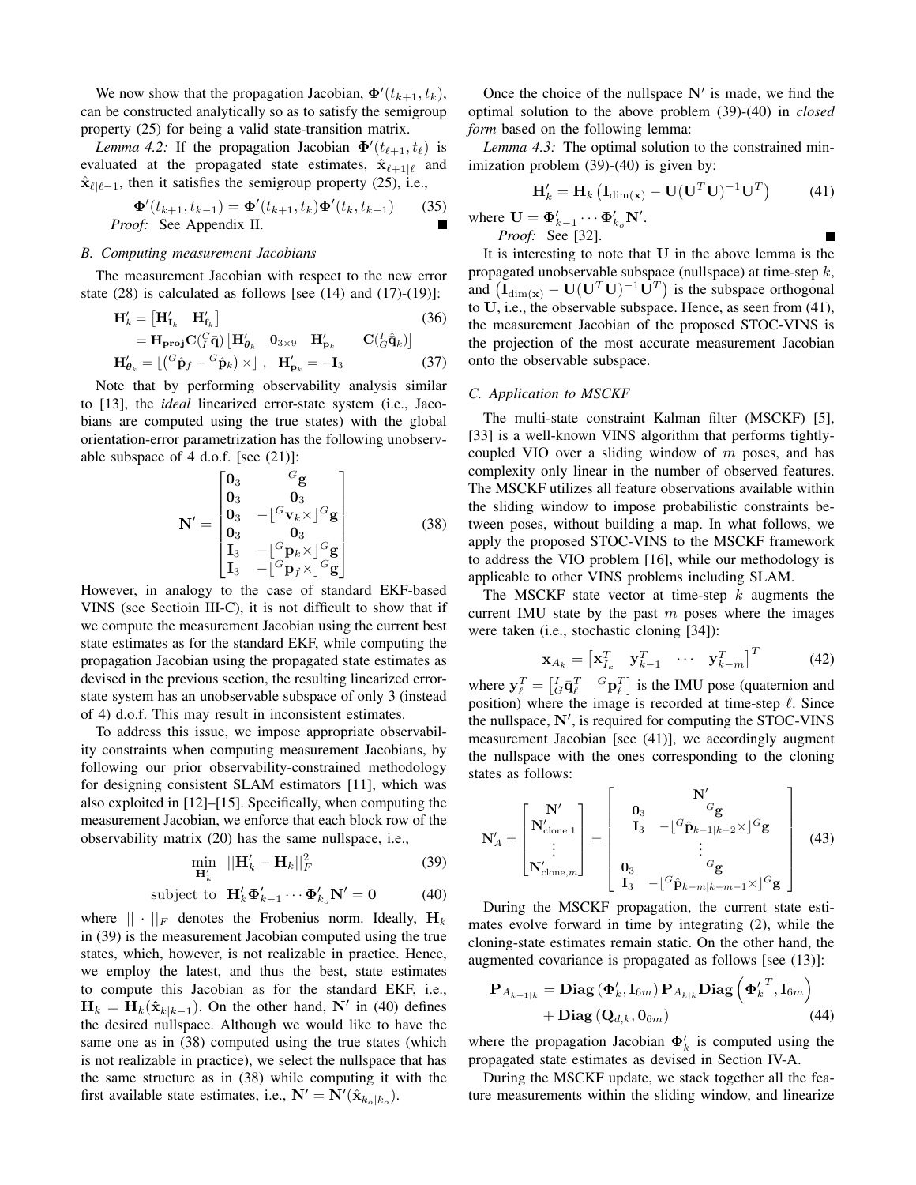We now show that the propagation Jacobian, $\mathbf{\Phi}'(t_{k+1}, t_k)$, can be constructed analytically so as to satisfy the semigroup property (25) for being a valid state-transition matrix.

*Lemma 4.2:* If the propagation Jacobian $\mathbf{\Phi}'(t_{\ell+1}, t_\ell)$ is evaluated at the propagated state estimates, $\hat{\mathbf{x}}_{\ell+1|\ell}$ and $\hat{\mathbf{x}}_{\ell|\ell-1}$, then it satisfies the semigroup property (25), i.e.,

$$\mathbf{\Phi}'(t_{k+1}, t_{k-1}) = \mathbf{\Phi}'(t_{k+1}, t_k)\mathbf{\Phi}'(t_k, t_{k-1}) \quad (35)$$

*Proof:* See Appendix II. ■

### B. Computing measurement Jacobians

The measurement Jacobian with respect to the new error state (28) is calculated as follows [see (14) and (17)-(19)]:

$$\begin{aligned}\mathbf{H}'_k &= \begin{bmatrix}\mathbf{H}'_{\mathbf{I}_k} & \mathbf{H}'_{\mathbf{f}_k}\end{bmatrix} \quad (36)\\ &= \mathbf{H}_{\mathbf{proj}}\mathbf{C}({}^C_I\bar{\mathbf{q}})\begin{bmatrix}\mathbf{H}'_{\boldsymbol{\theta}_k} & \mathbf{0}_{3\times 9} & \mathbf{H}'_{\mathbf{p}_k} & \mathbf{C}({}^I_G\hat{\bar{\mathbf{q}}}_k)\end{bmatrix}\end{aligned}$$

$$\mathbf{H}'_{\boldsymbol{\theta}_k} = \lfloor({}^G\hat{\mathbf{p}}_f - {}^G\hat{\mathbf{p}}_k)\times\rfloor, \quad \mathbf{H}'_{\mathbf{p}_k} = -\mathbf{I}_3 \quad (37)$$

Note that by performing observability analysis similar to [13], the *ideal* linearized error-state system (i.e., Jacobians are computed using the true states) with the global orientation-error parametrization has the following unobservable subspace of 4 d.o.f. [see (21)]:

$$\mathbf{N}' = \begin{bmatrix}\mathbf{0}_3 & {}^G\mathbf{g}\\ \mathbf{0}_3 & \mathbf{0}_3\\ \mathbf{0}_3 & -\lfloor{}^G\mathbf{v}_k\times\rfloor{}^G\mathbf{g}\\ \mathbf{0}_3 & \mathbf{0}_3\\ \mathbf{I}_3 & -\lfloor{}^G\mathbf{p}_k\times\rfloor{}^G\mathbf{g}\\ \mathbf{I}_3 & -\lfloor{}^G\mathbf{p}_f\times\rfloor{}^G\mathbf{g}\end{bmatrix} \quad (38)$$

However, in analogy to the case of standard EKF-based VINS (see Sectioin III-C), it is not difficult to show that if we compute the measurement Jacobian using the current best state estimates as for the standard EKF, while computing the propagation Jacobian using the propagated state estimates as devised in the previous section, the resulting linearized error-state system has an unobservable subspace of only 3 (instead of 4) d.o.f. This may result in inconsistent estimates.

To address this issue, we impose appropriate observability constraints when computing measurement Jacobians, by following our prior observability-constrained methodology for designing consistent SLAM estimators [11], which was also exploited in [12]–[15]. Specifically, when computing the measurement Jacobian, we enforce that each block row of the observability matrix (20) has the same nullspace, i.e.,

$$\min_{\mathbf{H}'_k} \ ||\mathbf{H}'_k - \mathbf{H}_k||_F^2 \quad (39)$$

$$\text{subject to} \ \ \mathbf{H}'_k\mathbf{\Phi}'_{k-1}\cdots\mathbf{\Phi}'_{k_o}\mathbf{N}' = \mathbf{0} \quad (40)$$

where $||\cdot||_F$ denotes the Frobenius norm. Ideally, $\mathbf{H}_k$ in (39) is the measurement Jacobian computed using the true states, which, however, is not realizable in practice. Hence, we employ the latest, and thus the best, state estimates to compute this Jacobian as for the standard EKF, i.e., $\mathbf{H}_k = \mathbf{H}_k(\hat{\mathbf{x}}_{k|k-1})$. On the other hand, $\mathbf{N}'$ in (40) defines the desired nullspace. Although we would like to have the same one as in (38) computed using the true states (which is not realizable in practice), we select the nullspace that has the same structure as in (38) while computing it with the first available state estimates, i.e., $\mathbf{N}' = \mathbf{N}'(\hat{\mathbf{x}}_{k_o|k_o})$.

Once the choice of the nullspace $\mathbf{N}'$ is made, we find the optimal solution to the above problem (39)-(40) in *closed form* based on the following lemma:

*Lemma 4.3:* The optimal solution to the constrained minimization problem (39)-(40) is given by:

$$\mathbf{H}'_k = \mathbf{H}_k\left(\mathbf{I}_{\dim(\mathbf{x})} - \mathbf{U}(\mathbf{U}^T\mathbf{U})^{-1}\mathbf{U}^T\right) \quad (41)$$

where $\mathbf{U} = \mathbf{\Phi}'_{k-1}\cdots\mathbf{\Phi}'_{k_o}\mathbf{N}'$.

*Proof:* See [32]. ■

It is interesting to note that $\mathbf{U}$ in the above lemma is the propagated unobservable subspace (nullspace) at time-step $k$, and $\left(\mathbf{I}_{\dim(\mathbf{x})} - \mathbf{U}(\mathbf{U}^T\mathbf{U})^{-1}\mathbf{U}^T\right)$ is the subspace orthogonal to $\mathbf{U}$, i.e., the observable subspace. Hence, as seen from (41), the measurement Jacobian of the proposed STOC-VINS is the projection of the most accurate measurement Jacobian onto the observable subspace.

### C. Application to MSCKF

The multi-state constraint Kalman filter (MSCKF) [5], [33] is a well-known VINS algorithm that performs tightly-coupled VIO over a sliding window of $m$ poses, and has complexity only linear in the number of observed features. The MSCKF utilizes all feature observations available within the sliding window to impose probabilistic constraints between poses, without building a map. In what follows, we apply the proposed STOC-VINS to the MSCKF framework to address the VIO problem [16], while our methodology is applicable to other VINS problems including SLAM.

The MSCKF state vector at time-step $k$ augments the current IMU state by the past $m$ poses where the images were taken (i.e., stochastic cloning [34]):

$$\mathbf{x}_{A_k} = \begin{bmatrix}\mathbf{x}_{I_k}^T & \mathbf{y}_{k-1}^T & \cdots & \mathbf{y}_{k-m}^T\end{bmatrix}^T \quad (42)$$

where $\mathbf{y}_\ell^T = \begin{bmatrix}{}^I_G\bar{\mathbf{q}}_\ell^T & {}^G\mathbf{p}_\ell^T\end{bmatrix}$ is the IMU pose (quaternion and position) where the image is recorded at time-step $\ell$. Since the nullspace, $\mathbf{N}'$, is required for computing the STOC-VINS measurement Jacobian [see (41)], we accordingly augment the nullspace with the ones corresponding to the cloning states as follows:

$$\mathbf{N}'_A = \begin{bmatrix}\mathbf{N}'\\ \mathbf{N}'_{\text{clone},1}\\ \vdots\\ \mathbf{N}'_{\text{clone},m}\end{bmatrix} = \begin{bmatrix} & \mathbf{N}' \\ \mathbf{0}_3 & {}^G\mathbf{g}\\ \mathbf{I}_3 & -\lfloor{}^G\hat{\mathbf{p}}_{k-1|k-2}\times\rfloor{}^G\mathbf{g}\\ & \vdots\\ \mathbf{0}_3 & {}^G\mathbf{g}\\ \mathbf{I}_3 & -\lfloor{}^G\hat{\mathbf{p}}_{k-m|k-m-1}\times\rfloor{}^G\mathbf{g}\end{bmatrix} \quad (43)$$

During the MSCKF propagation, the current state estimates evolve forward in time by integrating (2), while the cloning-state estimates remain static. On the other hand, the augmented covariance is propagated as follows [see (13)]:

$$\begin{aligned}\mathbf{P}_{A_{k+1|k}} &= \mathbf{Diag}\left(\mathbf{\Phi}'_k, \mathbf{I}_{6m}\right)\mathbf{P}_{A_{k|k}}\mathbf{Diag}\left({\mathbf{\Phi}'_k}^T, \mathbf{I}_{6m}\right)\\ &\quad + \mathbf{Diag}\left(\mathbf{Q}_{d,k}, \mathbf{0}_{6m}\right) \quad (44)\end{aligned}$$

where the propagation Jacobian $\mathbf{\Phi}'_k$ is computed using the propagated state estimates as devised in Section IV-A.

During the MSCKF update, we stack together all the feature measurements within the sliding window, and linearize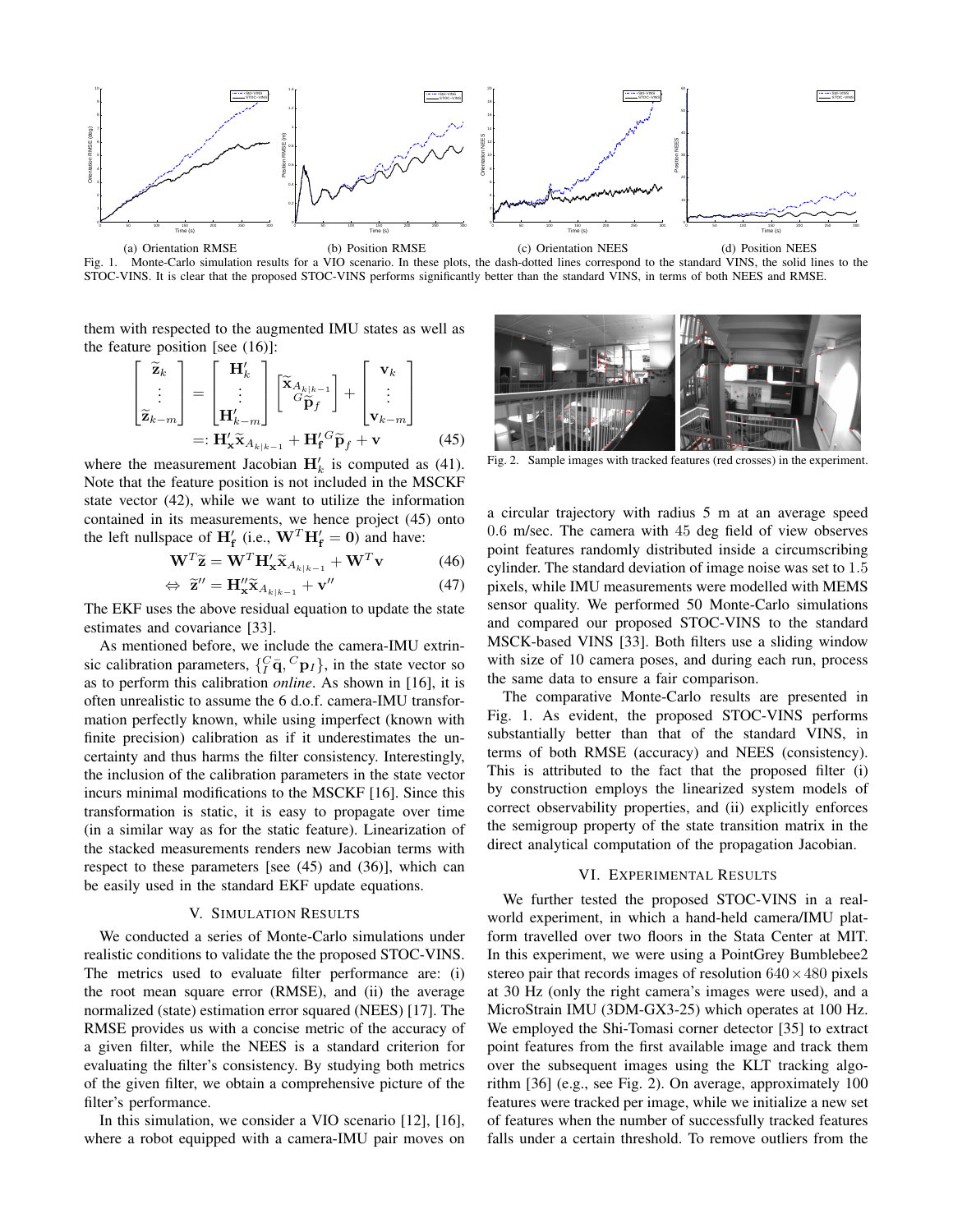(a) Orientation RMSE (b) Position RMSE (c) Orientation NEES (d) Position NEES

Fig. 1. Monte-Carlo simulation results for a VIO scenario. In these plots, the dash-dotted lines correspond to the standard VINS, the solid lines to the STOC-VINS. It is clear that the proposed STOC-VINS performs significantly better than the standard VINS, in terms of both NEES and RMSE.

them with respected to the augmented IMU states as well as the feature position [see (16)]:

$$\begin{bmatrix} \widetilde{\mathbf{z}}_k \\ \vdots \\ \widetilde{\mathbf{z}}_{k-m} \end{bmatrix} = \begin{bmatrix} \mathbf{H}'_k \\ \vdots \\ \mathbf{H}'_{k-m} \end{bmatrix} \begin{bmatrix} \widetilde{\mathbf{x}}_{A_{k|k-1}} \\ {}^G\widetilde{\mathbf{p}}_f \end{bmatrix} + \begin{bmatrix} \mathbf{v}_k \\ \vdots \\ \mathbf{v}_{k-m} \end{bmatrix}$$

$$=: \mathbf{H}'_{\mathbf{x}} \widetilde{\mathbf{x}}_{A_{k|k-1}} + \mathbf{H}'_{\mathbf{f}} {}^G\widetilde{\mathbf{p}}_f + \mathbf{v} \tag{45}$$

where the measurement Jacobian $\mathbf{H}'_k$ is computed as (41). Note that the feature position is not included in the MSCKF state vector (42), while we want to utilize the information contained in its measurements, we hence project (45) onto the left nullspace of $\mathbf{H}'_{\mathbf{f}}$ (i.e., $\mathbf{W}^T\mathbf{H}'_{\mathbf{f}} = \mathbf{0}$) and have:

$$\mathbf{W}^T\widetilde{\mathbf{z}} = \mathbf{W}^T\mathbf{H}'_{\mathbf{x}}\widetilde{\mathbf{x}}_{A_{k|k-1}} + \mathbf{W}^T\mathbf{v} \tag{46}$$

$$\Leftrightarrow\ \widetilde{\mathbf{z}}'' = \mathbf{H}''_{\mathbf{x}}\widetilde{\mathbf{x}}_{A_{k|k-1}} + \mathbf{v}'' \tag{47}$$

The EKF uses the above residual equation to update the state estimates and covariance [33].

As mentioned before, we include the camera-IMU extrinsic calibration parameters, $\{{}^C_I\bar{q}, {}^C\mathbf{p}_I\}$, in the state vector so as to perform this calibration *online*. As shown in [16], it is often unrealistic to assume the 6 d.o.f. camera-IMU transformation perfectly known, while using imperfect (known with finite precision) calibration as if it underestimates the uncertainty and thus harms the filter consistency. Interestingly, the inclusion of the calibration parameters in the state vector incurs minimal modifications to the MSCKF [16]. Since this transformation is static, it is easy to propagate over time (in a similar way as for the static feature). Linearization of the stacked measurements renders new Jacobian terms with respect to these parameters [see (45) and (36)], which can be easily used in the standard EKF update equations.

## V. Simulation Results

We conducted a series of Monte-Carlo simulations under realistic conditions to validate the the proposed STOC-VINS. The metrics used to evaluate filter performance are: (i) the root mean square error (RMSE), and (ii) the average normalized (state) estimation error squared (NEES) [17]. The RMSE provides us with a concise metric of the accuracy of a given filter, while the NEES is a standard criterion for evaluating the filter's consistency. By studying both metrics of the given filter, we obtain a comprehensive picture of the filter's performance.

In this simulation, we consider a VIO scenario [12], [16], where a robot equipped with a camera-IMU pair moves on a circular trajectory with radius 5 m at an average speed 0.6 m/sec. The camera with 45 deg field of view observes point features randomly distributed inside a circumscribing cylinder. The standard deviation of image noise was set to 1.5 pixels, while IMU measurements were modelled with MEMS sensor quality. We performed 50 Monte-Carlo simulations and compared our proposed STOC-VINS to the standard MSCK-based VINS [33]. Both filters use a sliding window with size of 10 camera poses, and during each run, process the same data to ensure a fair comparison.

Fig. 2. Sample images with tracked features (red crosses) in the experiment.

The comparative Monte-Carlo results are presented in Fig. 1. As evident, the proposed STOC-VINS performs substantially better than that of the standard VINS, in terms of both RMSE (accuracy) and NEES (consistency). This is attributed to the fact that the proposed filter (i) by construction employs the linearized system models of correct observability properties, and (ii) explicitly enforces the semigroup property of the state transition matrix in the direct analytical computation of the propagation Jacobian.

## VI. Experimental Results

We further tested the proposed STOC-VINS in a real-world experiment, in which a hand-held camera/IMU platform travelled over two floors in the Stata Center at MIT. In this experiment, we were using a PointGrey Bumblebee2 stereo pair that records images of resolution $640 \times 480$ pixels at 30 Hz (only the right camera's images were used), and a MicroStrain IMU (3DM-GX3-25) which operates at 100 Hz. We employed the Shi-Tomasi corner detector [35] to extract point features from the first available image and track them over the subsequent images using the KLT tracking algorithm [36] (e.g., see Fig. 2). On average, approximately 100 features were tracked per image, while we initialize a new set of features when the number of successfully tracked features falls under a certain threshold. To remove outliers from the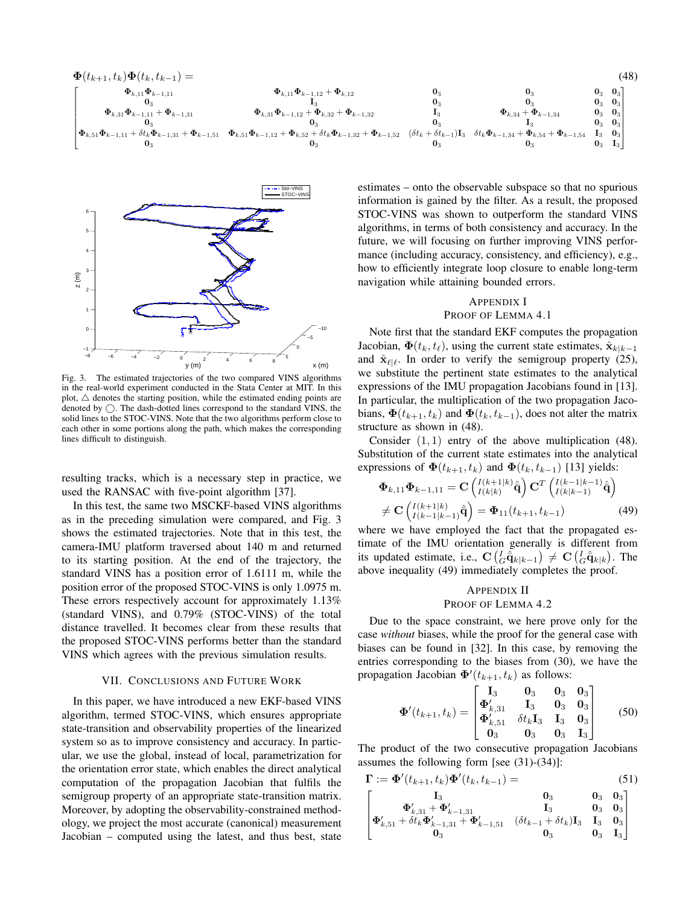$$
\boldsymbol{\Phi}(t_{k+1},t_k)\boldsymbol{\Phi}(t_k,t_{k-1}) = \tag{48}
$$

$$
\begin{bmatrix}
\boldsymbol{\Phi}_{k,11}\boldsymbol{\Phi}_{k-1,11} & \boldsymbol{\Phi}_{k,11}\boldsymbol{\Phi}_{k-1,12}+\boldsymbol{\Phi}_{k,12} & \mathbf{0}_3 & \mathbf{0}_3 & \mathbf{0}_3 & \mathbf{0}_3 \\
\mathbf{0}_3 & \mathbf{I}_3 & \mathbf{0}_3 & \mathbf{0}_3 & \mathbf{0}_3 & \mathbf{0}_3 \\
\boldsymbol{\Phi}_{k,31}\boldsymbol{\Phi}_{k-1,11}+\boldsymbol{\Phi}_{k-1,31} & \boldsymbol{\Phi}_{k,31}\boldsymbol{\Phi}_{k-1,12}+\boldsymbol{\Phi}_{k,32}+\boldsymbol{\Phi}_{k-1,32} & \mathbf{I}_3 & \boldsymbol{\Phi}_{k,34}+\boldsymbol{\Phi}_{k-1,34} & \mathbf{0}_3 & \mathbf{0}_3 \\
\mathbf{0}_3 & \mathbf{0}_3 & \mathbf{0}_3 & \mathbf{I}_3 & \mathbf{0}_3 & \mathbf{0}_3 \\
\boldsymbol{\Phi}_{k,51}\boldsymbol{\Phi}_{k-1,11}+\delta t_k\boldsymbol{\Phi}_{k-1,31}+\boldsymbol{\Phi}_{k-1,51} & \boldsymbol{\Phi}_{k,51}\boldsymbol{\Phi}_{k-1,12}+\boldsymbol{\Phi}_{k,52}+\delta t_k\boldsymbol{\Phi}_{k-1,32}+\boldsymbol{\Phi}_{k-1,52} & (\delta t_k+\delta t_{k-1})\mathbf{I}_3 & \delta t_k\boldsymbol{\Phi}_{k-1,34}+\boldsymbol{\Phi}_{k,54}+\boldsymbol{\Phi}_{k-1,54} & \mathbf{I}_3 & \mathbf{0}_3 \\
\mathbf{0}_3 & \mathbf{0}_3 & \mathbf{0}_3 & \mathbf{0}_3 & \mathbf{0}_3 & \mathbf{I}_3
\end{bmatrix}
$$

Fig. 3. The estimated trajectories of the two compared VINS algorithms in the real-world experiment conducted in the Stata Center at MIT. In this plot, $\triangle$ denotes the starting position, while the estimated ending points are denoted by $\bigcirc$. The dash-dotted lines correspond to the standard VINS, the solid lines to the STOC-VINS. Note that the two algorithms perform close to each other in some portions along the path, which makes the corresponding lines difficult to distinguish.

resulting tracks, which is a necessary step in practice, we used the RANSAC with five-point algorithm [37].

In this test, the same two MSCKF-based VINS algorithms as in the preceding simulation were compared, and Fig. 3 shows the estimated trajectories. Note that in this test, the camera-IMU platform traversed about 140 m and returned to its starting position. At the end of the trajectory, the standard VINS has a position error of 1.6111 m, while the position error of the proposed STOC-VINS is only 1.0975 m. These errors respectively account for approximately 1.13% (standard VINS), and 0.79% (STOC-VINS) of the total distance travelled. It becomes clear from these results that the proposed STOC-VINS performs better than the standard VINS which agrees with the previous simulation results.

## VII. Conclusions and Future Work

In this paper, we have introduced a new EKF-based VINS algorithm, termed STOC-VINS, which ensures appropriate state-transition and observability properties of the linearized system so as to improve consistency and accuracy. In particular, we use the global, instead of local, parametrization for the orientation error state, which enables the direct analytical computation of the propagation Jacobian that fulfils the semigroup property of an appropriate state-transition matrix. Moreover, by adopting the observability-constrained methodology, we project the most accurate (canonical) measurement Jacobian – computed using the latest, and thus best, state estimates – onto the observable subspace so that no spurious information is gained by the filter. As a result, the proposed STOC-VINS was shown to outperform the standard VINS algorithms, in terms of both consistency and accuracy. In the future, we will focusing on further improving VINS performance (including accuracy, consistency, and efficiency), e.g., how to efficiently integrate loop closure to enable long-term navigation while attaining bounded errors.

## Appendix I
## Proof of Lemma 4.1

Note first that the standard EKF computes the propagation Jacobian, $\boldsymbol{\Phi}(t_k, t_\ell)$, using the current state estimates, $\hat{\mathbf{x}}_{k|k-1}$ and $\hat{\mathbf{x}}_{\ell|\ell}$. In order to verify the semigroup property (25), we substitute the pertinent state estimates to the analytical expressions of the IMU propagation Jacobians found in [13]. In particular, the multiplication of the two propagation Jacobians, $\boldsymbol{\Phi}(t_{k+1}, t_k)$ and $\boldsymbol{\Phi}(t_k, t_{k-1})$, does not alter the matrix structure as shown in (48).

Consider $(1,1)$ entry of the above multiplication (48). Substitution of the current state estimates into the analytical expressions of $\boldsymbol{\Phi}(t_{k+1}, t_k)$ and $\boldsymbol{\Phi}(t_k, t_{k-1})$ [13] yields:

$$
\begin{aligned}
\boldsymbol{\Phi}_{k,11}\boldsymbol{\Phi}_{k-1,11} &= \mathbf{C}\left({}^{I(k+1|k)}_{I(k|k)}\hat{\bar{\mathbf{q}}}\right)\mathbf{C}^T\left({}^{I(k-1|k-1)}_{I(k|k-1)}\hat{\bar{\mathbf{q}}}\right) \\
&\neq \mathbf{C}\left({}^{I(k+1|k)}_{I(k-1|k-1)}\hat{\bar{\mathbf{q}}}\right) = \boldsymbol{\Phi}_{11}(t_{k+1}, t_{k-1})
\end{aligned} \tag{49}
$$

where we have employed the fact that the propagated estimate of the IMU orientation generally is different from its updated estimate, i.e., $\mathbf{C}\left({}^{I}_{G}\hat{\bar{\mathbf{q}}}_{k|k-1}\right) \neq \mathbf{C}\left({}^{I}_{G}\hat{\bar{\mathbf{q}}}_{k|k}\right)$. The above inequality (49) immediately completes the proof.

## Appendix II
## Proof of Lemma 4.2

Due to the space constraint, we here prove only for the case *without* biases, while the proof for the general case with biases can be found in [32]. In this case, by removing the entries corresponding to the biases from (30), we have the propagation Jacobian $\boldsymbol{\Phi}'(t_{k+1}, t_k)$ as follows:

$$
\boldsymbol{\Phi}'(t_{k+1}, t_k) = \begin{bmatrix}
\mathbf{I}_3 & \mathbf{0}_3 & \mathbf{0}_3 & \mathbf{0}_3 \\
\boldsymbol{\Phi}'_{k,31} & \mathbf{I}_3 & \mathbf{0}_3 & \mathbf{0}_3 \\
\boldsymbol{\Phi}'_{k,51} & \delta t_k \mathbf{I}_3 & \mathbf{I}_3 & \mathbf{0}_3 \\
\mathbf{0}_3 & \mathbf{0}_3 & \mathbf{0}_3 & \mathbf{I}_3
\end{bmatrix} \tag{50}
$$

The product of the two consecutive propagation Jacobians assumes the following form [see (31)-(34)]:

$$
\boldsymbol{\Gamma} := \boldsymbol{\Phi}'(t_{k+1}, t_k)\boldsymbol{\Phi}'(t_k, t_{k-1}) = \tag{51}
$$

$$
\begin{bmatrix}
\mathbf{I}_3 & \mathbf{0}_3 & \mathbf{0}_3 & \mathbf{0}_3 \\
\boldsymbol{\Phi}'_{k,31} + \boldsymbol{\Phi}'_{k-1,31} & \mathbf{I}_3 & \mathbf{0}_3 & \mathbf{0}_3 \\
\boldsymbol{\Phi}'_{k,51} + \delta t_k \boldsymbol{\Phi}'_{k-1,31} + \boldsymbol{\Phi}'_{k-1,51} & (\delta t_{k-1} + \delta t_k)\mathbf{I}_3 & \mathbf{I}_3 & \mathbf{0}_3 \\
\mathbf{0}_3 & \mathbf{0}_3 & \mathbf{0}_3 & \mathbf{I}_3
\end{bmatrix}
$$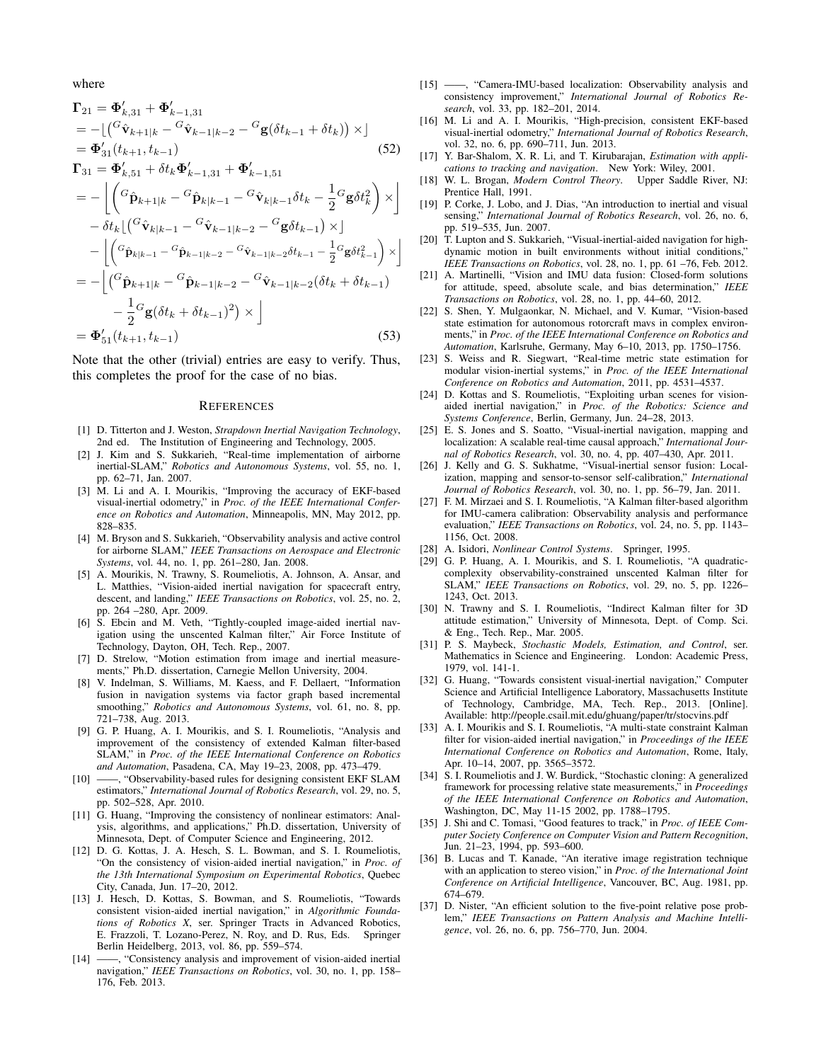where

$$
\begin{aligned}
\mathbf{\Gamma}_{21} &= \mathbf{\Phi}'_{k,31} + \mathbf{\Phi}'_{k-1,31} \\
&= -\lfloor \left( {}^G\hat{\mathbf{v}}_{k+1|k} - {}^G\hat{\mathbf{v}}_{k-1|k-2} - {}^G\mathbf{g}(\delta t_{k-1} + \delta t_k) \right) \times \rfloor \\
&= \mathbf{\Phi}'_{31}(t_{k+1}, t_{k-1})
\end{aligned} \tag{52}
$$

$$
\begin{aligned}
\mathbf{\Gamma}_{31} &= \mathbf{\Phi}'_{k,51} + \delta t_k \mathbf{\Phi}'_{k-1,31} + \mathbf{\Phi}'_{k-1,51} \\
&= -\left\lfloor \left( {}^G\hat{\mathbf{p}}_{k+1|k} - {}^G\hat{\mathbf{p}}_{k|k-1} - {}^G\hat{\mathbf{v}}_{k|k-1}\delta t_k - \frac{1}{2}{}^G\mathbf{g}\delta t_k^2 \right) \times \right\rfloor \\
&\quad - \delta t_k \lfloor \left( {}^G\hat{\mathbf{v}}_{k|k-1} - {}^G\hat{\mathbf{v}}_{k-1|k-2} - {}^G\mathbf{g}\delta t_{k-1} \right) \times \rfloor \\
&\quad - \left\lfloor \left( {}^G\hat{\mathbf{p}}_{k|k-1} - {}^G\hat{\mathbf{p}}_{k-1|k-2} - {}^G\hat{\mathbf{v}}_{k-1|k-2}\delta t_{k-1} - \frac{1}{2}{}^G\mathbf{g}\delta t_{k-1}^2 \right) \times \right\rfloor \\
&= -\Big\lfloor \big( {}^G\hat{\mathbf{p}}_{k+1|k} - {}^G\hat{\mathbf{p}}_{k-1|k-2} - {}^G\hat{\mathbf{v}}_{k-1|k-2}(\delta t_k + \delta t_{k-1}) \\
&\qquad - \frac{1}{2}{}^G\mathbf{g}(\delta t_k + \delta t_{k-1})^2 \big) \times \Big\rfloor \\
&= \mathbf{\Phi}'_{51}(t_{k+1}, t_{k-1})
\end{aligned} \tag{53}
$$

Note that the other (trivial) entries are easy to verify. Thus, this completes the proof for the case of no bias.

## References

[1] D. Titterton and J. Weston, *Strapdown Inertial Navigation Technology*, 2nd ed. The Institution of Engineering and Technology, 2005.

[2] J. Kim and S. Sukkarieh, "Real-time implementation of airborne inertial-SLAM," *Robotics and Autonomous Systems*, vol. 55, no. 1, pp. 62–71, Jan. 2007.

[3] M. Li and A. I. Mourikis, "Improving the accuracy of EKF-based visual-inertial odometry," in *Proc. of the IEEE International Conference on Robotics and Automation*, Minneapolis, MN, May 2012, pp. 828–835.

[4] M. Bryson and S. Sukkarieh, "Observability analysis and active control for airborne SLAM," *IEEE Transactions on Aerospace and Electronic Systems*, vol. 44, no. 1, pp. 261–280, Jan. 2008.

[5] A. Mourikis, N. Trawny, S. Roumeliotis, A. Johnson, A. Ansar, and L. Matthies, "Vision-aided inertial navigation for spacecraft entry, descent, and landing," *IEEE Transactions on Robotics*, vol. 25, no. 2, pp. 264 –280, Apr. 2009.

[6] S. Ebcin and M. Veth, "Tightly-coupled image-aided inertial navigation using the unscented Kalman filter," Air Force Institute of Technology, Dayton, OH, Tech. Rep., 2007.

[7] D. Strelow, "Motion estimation from image and inertial measurements," Ph.D. dissertation, Carnegie Mellon University, 2004.

[8] V. Indelman, S. Williams, M. Kaess, and F. Dellaert, "Information fusion in navigation systems via factor graph based incremental smoothing," *Robotics and Autonomous Systems*, vol. 61, no. 8, pp. 721–738, Aug. 2013.

[9] G. P. Huang, A. I. Mourikis, and S. I. Roumeliotis, "Analysis and improvement of the consistency of extended Kalman filter-based SLAM," in *Proc. of the IEEE International Conference on Robotics and Automation*, Pasadena, CA, May 19–23, 2008, pp. 473–479.

[10] ——, "Observability-based rules for designing consistent EKF SLAM estimators," *International Journal of Robotics Research*, vol. 29, no. 5, pp. 502–528, Apr. 2010.

[11] G. Huang, "Improving the consistency of nonlinear estimators: Analysis, algorithms, and applications," Ph.D. dissertation, University of Minnesota, Dept. of Computer Science and Engineering, 2012.

[12] D. G. Kottas, J. A. Hesch, S. L. Bowman, and S. I. Roumeliotis, "On the consistency of vision-aided inertial navigation," in *Proc. of the 13th International Symposium on Experimental Robotics*, Quebec City, Canada, Jun. 17–20, 2012.

[13] J. Hesch, D. Kottas, S. Bowman, and S. Roumeliotis, "Towards consistent vision-aided inertial navigation," in *Algorithmic Foundations of Robotics X*, ser. Springer Tracts in Advanced Robotics, E. Frazzoli, T. Lozano-Perez, N. Roy, and D. Rus, Eds. Springer Berlin Heidelberg, 2013, vol. 86, pp. 559–574.

[14] ——, "Consistency analysis and improvement of vision-aided inertial navigation," *IEEE Transactions on Robotics*, vol. 30, no. 1, pp. 158–176, Feb. 2013.

[15] ——, "Camera-IMU-based localization: Observability analysis and consistency improvement," *International Journal of Robotics Research*, vol. 33, pp. 182–201, 2014.

[16] M. Li and A. I. Mourikis, "High-precision, consistent EKF-based visual-inertial odometry," *International Journal of Robotics Research*, vol. 32, no. 6, pp. 690–711, Jun. 2013.

[17] Y. Bar-Shalom, X. R. Li, and T. Kirubarajan, *Estimation with applications to tracking and navigation*. New York: Wiley, 2001.

[18] W. L. Brogan, *Modern Control Theory*. Upper Saddle River, NJ: Prentice Hall, 1991.

[19] P. Corke, J. Lobo, and J. Dias, "An introduction to inertial and visual sensing," *International Journal of Robotics Research*, vol. 26, no. 6, pp. 519–535, Jun. 2007.

[20] T. Lupton and S. Sukkarieh, "Visual-inertial-aided navigation for high-dynamic motion in built environments without initial conditions," *IEEE Transactions on Robotics*, vol. 28, no. 1, pp. 61 –76, Feb. 2012.

[21] A. Martinelli, "Vision and IMU data fusion: Closed-form solutions for attitude, speed, absolute scale, and bias determination," *IEEE Transactions on Robotics*, vol. 28, no. 1, pp. 44–60, 2012.

[22] S. Shen, Y. Mulgaonkar, N. Michael, and V. Kumar, "Vision-based state estimation for autonomous rotorcraft mavs in complex environments," in *Proc. of the IEEE International Conference on Robotics and Automation*, Karlsruhe, Germany, May 6–10, 2013, pp. 1750–1756.

[23] S. Weiss and R. Siegwart, "Real-time metric state estimation for modular vision-inertial systems," in *Proc. of the IEEE International Conference on Robotics and Automation*, 2011, pp. 4531–4537.

[24] D. Kottas and S. Roumeliotis, "Exploiting urban scenes for vision-aided inertial navigation," in *Proc. of the Robotics: Science and Systems Conference*, Berlin, Germany, Jun. 24–28, 2013.

[25] E. S. Jones and S. Soatto, "Visual-inertial navigation, mapping and localization: A scalable real-time causal approach," *International Journal of Robotics Research*, vol. 30, no. 4, pp. 407–430, Apr. 2011.

[26] J. Kelly and G. S. Sukhatme, "Visual-inertial sensor fusion: Localization, mapping and sensor-to-sensor self-calibration," *International Journal of Robotics Research*, vol. 30, no. 1, pp. 56–79, Jan. 2011.

[27] F. M. Mirzaei and S. I. Roumeliotis, "A Kalman filter-based algorithm for IMU-camera calibration: Observability analysis and performance evaluation," *IEEE Transactions on Robotics*, vol. 24, no. 5, pp. 1143–1156, Oct. 2008.

[28] A. Isidori, *Nonlinear Control Systems*. Springer, 1995.

[29] G. P. Huang, A. I. Mourikis, and S. I. Roumeliotis, "A quadratic-complexity observability-constrained unscented Kalman filter for SLAM," *IEEE Transactions on Robotics*, vol. 29, no. 5, pp. 1226–1243, Oct. 2013.

[30] N. Trawny and S. I. Roumeliotis, "Indirect Kalman filter for 3D attitude estimation," University of Minnesota, Dept. of Comp. Sci. & Eng., Tech. Rep., Mar. 2005.

[31] P. S. Maybeck, *Stochastic Models, Estimation, and Control*, ser. Mathematics in Science and Engineering. London: Academic Press, 1979, vol. 141-1.

[32] G. Huang, "Towards consistent visual-inertial navigation," Computer Science and Artificial Intelligence Laboratory, Massachusetts Institute of Technology, Cambridge, MA, Tech. Rep., 2013. [Online]. Available: http://people.csail.mit.edu/ghuang/paper/tr/stocvins.pdf

[33] A. I. Mourikis and S. I. Roumeliotis, "A multi-state constraint Kalman filter for vision-aided inertial navigation," in *Proceedings of the IEEE International Conference on Robotics and Automation*, Rome, Italy, Apr. 10–14, 2007, pp. 3565–3572.

[34] S. I. Roumeliotis and J. W. Burdick, "Stochastic cloning: A generalized framework for processing relative state measurements," in *Proceedings of the IEEE International Conference on Robotics and Automation*, Washington, DC, May 11-15 2002, pp. 1788–1795.

[35] J. Shi and C. Tomasi, "Good features to track," in *Proc. of IEEE Computer Society Conference on Computer Vision and Pattern Recognition*, Jun. 21–23, 1994, pp. 593–600.

[36] B. Lucas and T. Kanade, "An iterative image registration technique with an application to stereo vision," in *Proc. of the International Joint Conference on Artificial Intelligence*, Vancouver, BC, Aug. 1981, pp. 674–679.

[37] D. Nister, "An efficient solution to the five-point relative pose problem," *IEEE Transactions on Pattern Analysis and Machine Intelligence*, vol. 26, no. 6, pp. 756–770, Jun. 2004.